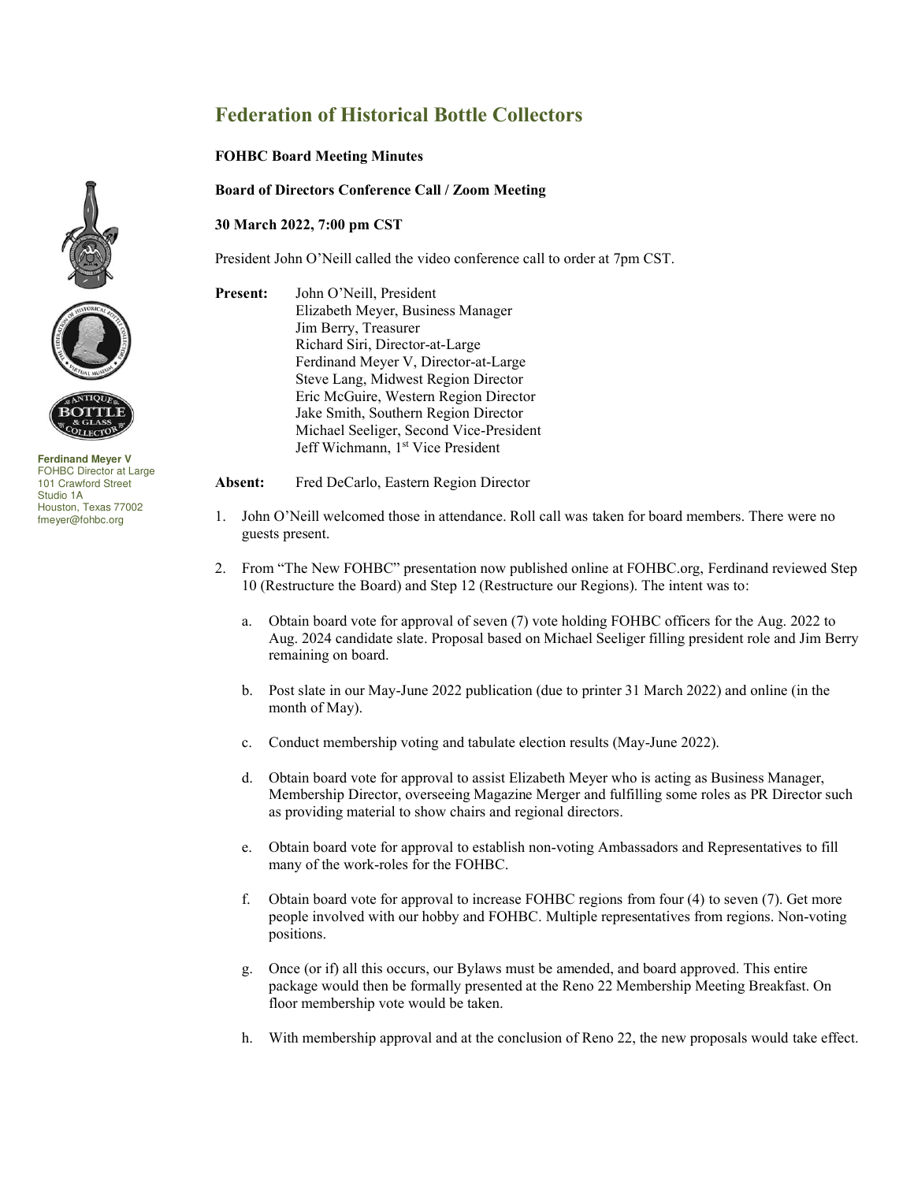# Federation of Historical Bottle Collectors

**Ferdinand Meyer V**
FOHBC Director at Large
101 Crawford Street
Studio 1A
Houston, Texas 77002
fmeyer@fohbc.org

**FOHBC Board Meeting Minutes**

**Board of Directors Conference Call / Zoom Meeting**

**30 March 2022, 7:00 pm CST**

President John O'Neill called the video conference call to order at 7pm CST.

**Present:** John O'Neill, President
Elizabeth Meyer, Business Manager
Jim Berry, Treasurer
Richard Siri, Director-at-Large
Ferdinand Meyer V, Director-at-Large
Steve Lang, Midwest Region Director
Eric McGuire, Western Region Director
Jake Smith, Southern Region Director
Michael Seeliger, Second Vice-President
Jeff Wichmann, 1st Vice President

**Absent:** Fred DeCarlo, Eastern Region Director

1. John O'Neill welcomed those in attendance. Roll call was taken for board members. There were no guests present.

2. From "The New FOHBC" presentation now published online at FOHBC.org, Ferdinand reviewed Step 10 (Restructure the Board) and Step 12 (Restructure our Regions). The intent was to:

   a. Obtain board vote for approval of seven (7) vote holding FOHBC officers for the Aug. 2022 to Aug. 2024 candidate slate. Proposal based on Michael Seeliger filling president role and Jim Berry remaining on board.

   b. Post slate in our May-June 2022 publication (due to printer 31 March 2022) and online (in the month of May).

   c. Conduct membership voting and tabulate election results (May-June 2022).

   d. Obtain board vote for approval to assist Elizabeth Meyer who is acting as Business Manager, Membership Director, overseeing Magazine Merger and fulfilling some roles as PR Director such as providing material to show chairs and regional directors.

   e. Obtain board vote for approval to establish non-voting Ambassadors and Representatives to fill many of the work-roles for the FOHBC.

   f. Obtain board vote for approval to increase FOHBC regions from four (4) to seven (7). Get more people involved with our hobby and FOHBC. Multiple representatives from regions. Non-voting positions.

   g. Once (or if) all this occurs, our Bylaws must be amended, and board approved. This entire package would then be formally presented at the Reno 22 Membership Meeting Breakfast. On floor membership vote would be taken.

   h. With membership approval and at the conclusion of Reno 22, the new proposals would take effect.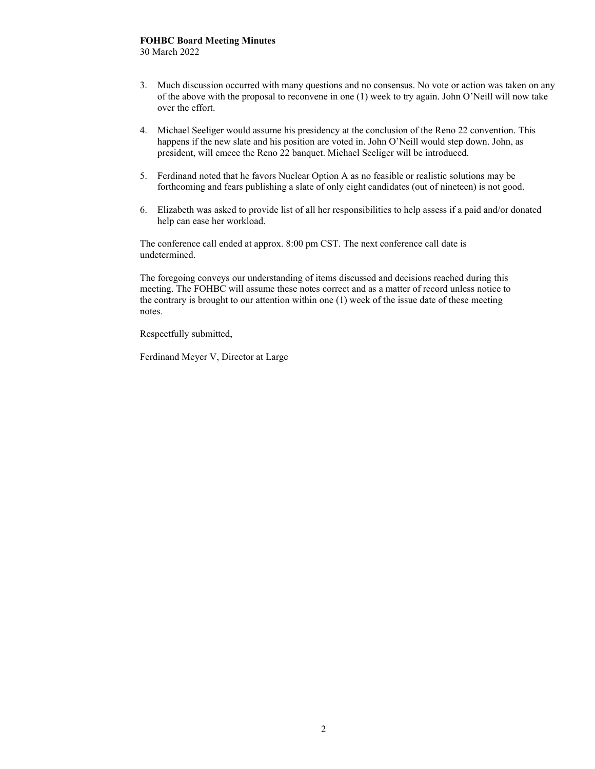3. Much discussion occurred with many questions and no consensus. No vote or action was taken on any of the above with the proposal to reconvene in one (1) week to try again. John O'Neill will now take over the effort.

4. Michael Seeliger would assume his presidency at the conclusion of the Reno 22 convention. This happens if the new slate and his position are voted in. John O'Neill would step down. John, as president, will emcee the Reno 22 banquet. Michael Seeliger will be introduced.

5. Ferdinand noted that he favors Nuclear Option A as no feasible or realistic solutions may be forthcoming and fears publishing a slate of only eight candidates (out of nineteen) is not good.

6. Elizabeth was asked to provide list of all her responsibilities to help assess if a paid and/or donated help can ease her workload.

The conference call ended at approx. 8:00 pm CST. The next conference call date is undetermined.

The foregoing conveys our understanding of items discussed and decisions reached during this meeting. The FOHBC will assume these notes correct and as a matter of record unless notice to the contrary is brought to our attention within one (1) week of the issue date of these meeting notes.

Respectfully submitted,

Ferdinand Meyer V, Director at Large